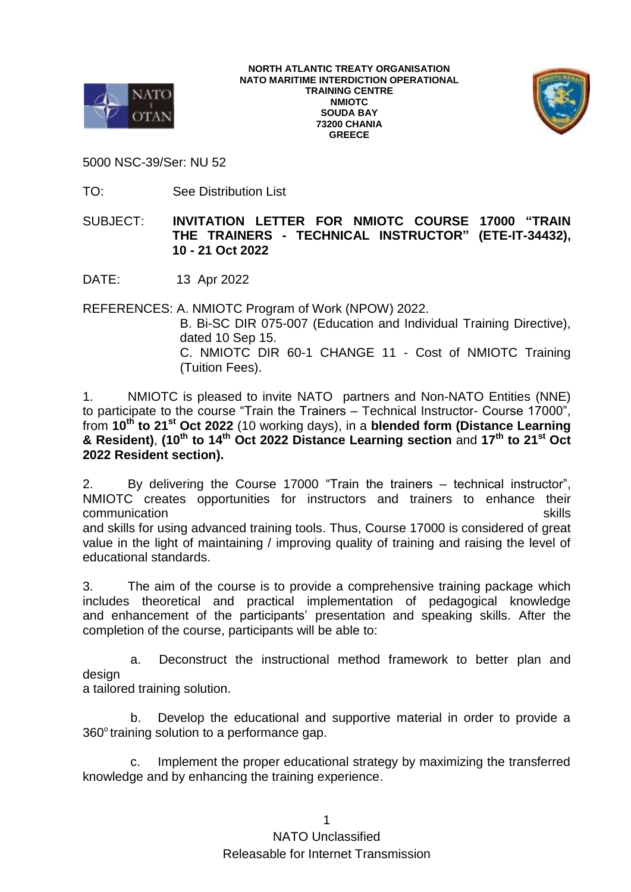**NORTH ATLANTIC TREATY ORGANISATION**
**NATO MARITIME INTERDICTION OPERATIONAL TRAINING CENTRE**
**NMIOTC**
**SOUDA BAY**
**73200 CHANIA**
**GREECE**

5000 NSC-39/Ser: NU 52

TO: See Distribution List

SUBJECT: **INVITATION LETTER FOR NMIOTC COURSE 17000 "TRAIN THE TRAINERS - TECHNICAL INSTRUCTOR" (ETE-IT-34432), 10 - 21 Oct 2022**

DATE: 13 Apr 2022

REFERENCES: A. NMIOTC Program of Work (NPOW) 2022.
B. Bi-SC DIR 075-007 (Education and Individual Training Directive), dated 10 Sep 15.
C. NMIOTC DIR 60-1 CHANGE 11 - Cost of NMIOTC Training (Tuition Fees).

1. NMIOTC is pleased to invite NATO partners and Non-NATO Entities (NNE) to participate to the course "Train the Trainers – Technical Instructor- Course 17000", from **10th to 21st Oct 2022** (10 working days), in a **blended form (Distance Learning & Resident)**, **(10th to 14th Oct 2022 Distance Learning section** and **17th to 21st Oct 2022 Resident section).**

2. By delivering the Course 17000 "Train the trainers – technical instructor", NMIOTC creates opportunities for instructors and trainers to enhance their communication skills and skills for using advanced training tools. Thus, Course 17000 is considered of great value in the light of maintaining / improving quality of training and raising the level of educational standards.

3. The aim of the course is to provide a comprehensive training package which includes theoretical and practical implementation of pedagogical knowledge and enhancement of the participants' presentation and speaking skills. After the completion of the course, participants will be able to:

a. Deconstruct the instructional method framework to better plan and design a tailored training solution.

b. Develop the educational and supportive material in order to provide a 360° training solution to a performance gap.

c. Implement the proper educational strategy by maximizing the transferred knowledge and by enhancing the training experience.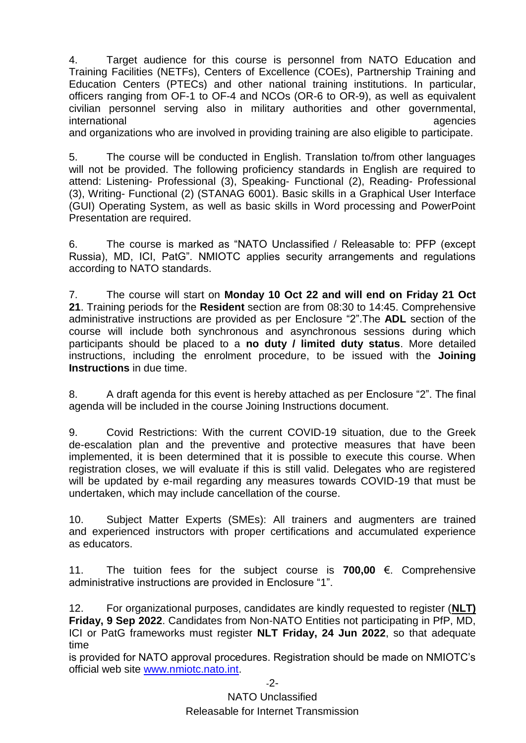4. Target audience for this course is personnel from NATO Education and Training Facilities (NETFs), Centers of Excellence (COEs), Partnership Training and Education Centers (PTECs) and other national training institutions. In particular, officers ranging from OF-1 to OF-4 and NCOs (OR-6 to OR-9), as well as equivalent civilian personnel serving also in military authorities and other governmental, international agencies and organizations who are involved in providing training are also eligible to participate.

5. The course will be conducted in English. Translation to/from other languages will not be provided. The following proficiency standards in English are required to attend: Listening- Professional (3), Speaking- Functional (2), Reading- Professional (3), Writing- Functional (2) (STANAG 6001). Basic skills in a Graphical User Interface (GUI) Operating System, as well as basic skills in Word processing and PowerPoint Presentation are required.

6. The course is marked as "NATO Unclassified / Releasable to: PFP (except Russia), MD, ICI, PatG". NMIOTC applies security arrangements and regulations according to NATO standards.

7. The course will start on **Monday 10 Oct 22 and will end on Friday 21 Oct 21**. Training periods for the **Resident** section are from 08:30 to 14:45. Comprehensive administrative instructions are provided as per Enclosure "2".The **ADL** section of the course will include both synchronous and asynchronous sessions during which participants should be placed to a **no duty / limited duty status**. More detailed instructions, including the enrolment procedure, to be issued with the **Joining Instructions** in due time.

8. A draft agenda for this event is hereby attached as per Enclosure "2". The final agenda will be included in the course Joining Instructions document.

9. Covid Restrictions: With the current COVID-19 situation, due to the Greek de-escalation plan and the preventive and protective measures that have been implemented, it is been determined that it is possible to execute this course. When registration closes, we will evaluate if this is still valid. Delegates who are registered will be updated by e-mail regarding any measures towards COVID-19 that must be undertaken, which may include cancellation of the course.

10. Subject Matter Experts (SMEs): All trainers and augmenters are trained and experienced instructors with proper certifications and accumulated experience as educators.

11. The tuition fees for the subject course is **700,00** €. Comprehensive administrative instructions are provided in Enclosure "1".

12. For organizational purposes, candidates are kindly requested to register (**NLT) Friday, 9 Sep 2022**. Candidates from Non-NATO Entities not participating in PfP, MD, ICI or PatG frameworks must register **NLT Friday, 24 Jun 2022**, so that adequate time is provided for NATO approval procedures. Registration should be made on NMIOTC's official web site www.nmiotc.nato.int.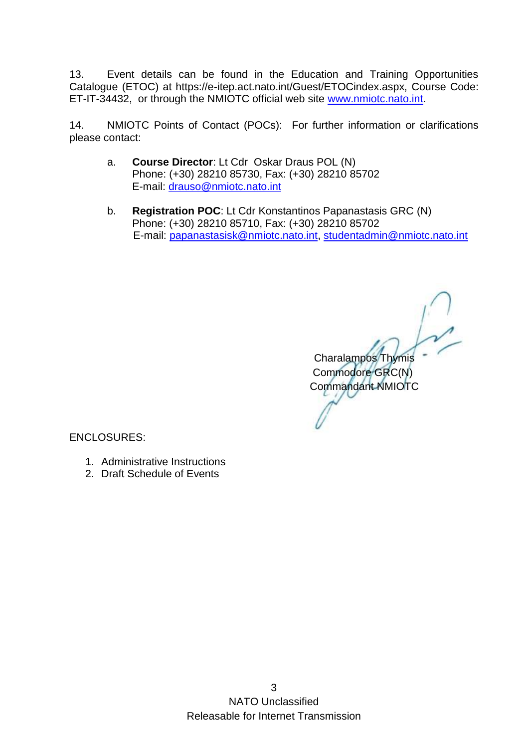13. Event details can be found in the Education and Training Opportunities Catalogue (ETOC) at https://e-itep.act.nato.int/Guest/ETOCindex.aspx, Course Code: ET-IT-34432, or through the NMIOTC official web site www.nmiotc.nato.int.

14. NMIOTC Points of Contact (POCs): For further information or clarifications please contact:

a. **Course Director**: Lt Cdr Oskar Draus POL (N)
Phone: (+30) 28210 85730, Fax: (+30) 28210 85702
E-mail: drauso@nmiotc.nato.int

b. **Registration POC**: Lt Cdr Konstantinos Papanastasis GRC (N)
Phone: (+30) 28210 85710, Fax: (+30) 28210 85702
E-mail: papanastasisk@nmiotc.nato.int, studentadmin@nmiotc.nato.int

Charalampos Thymis
Commodore GRC(N)
Commandant NMIOTC

ENCLOSURES:

1. Administrative Instructions
2. Draft Schedule of Events

NATO Unclassified
Releasable for Internet Transmission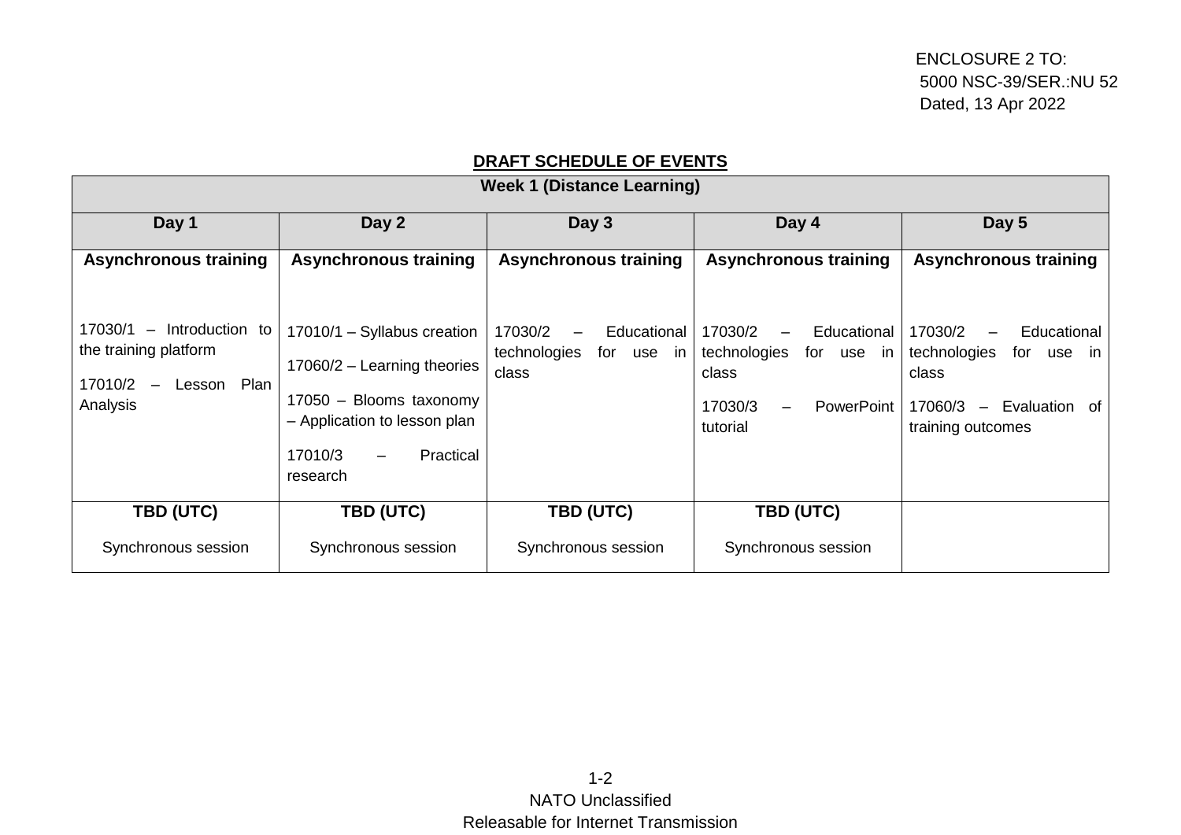ENCLOSURE 2 TO:
5000 NSC-39/SER.:NU 52
Dated, 13 Apr 2022

**DRAFT SCHEDULE OF EVENTS**

| **Week 1 (Distance Learning)** | | | | |
|---|---|---|---|---|
| **Day 1** | **Day 2** | **Day 3** | **Day 4** | **Day 5** |
| **Asynchronous training**<br><br>17030/1 – Introduction to the training platform<br><br>17010/2 – Lesson Plan Analysis | **Asynchronous training**<br><br>17010/1 – Syllabus creation<br><br>17060/2 – Learning theories<br><br>17050 – Blooms taxonomy – Application to lesson plan<br><br>17010/3 – Practical research | **Asynchronous training**<br><br>17030/2 – Educational technologies for use in class | **Asynchronous training**<br><br>17030/2 – Educational technologies for use in class<br><br>17030/3 – PowerPoint tutorial | **Asynchronous training**<br><br>17030/2 – Educational technologies for use in class<br><br>17060/3 – Evaluation of training outcomes |
| **TBD (UTC)**<br><br>Synchronous session | **TBD (UTC)**<br><br>Synchronous session | **TBD (UTC)**<br><br>Synchronous session | **TBD (UTC)**<br><br>Synchronous session | |

1-2
NATO Unclassified
Releasable for Internet Transmission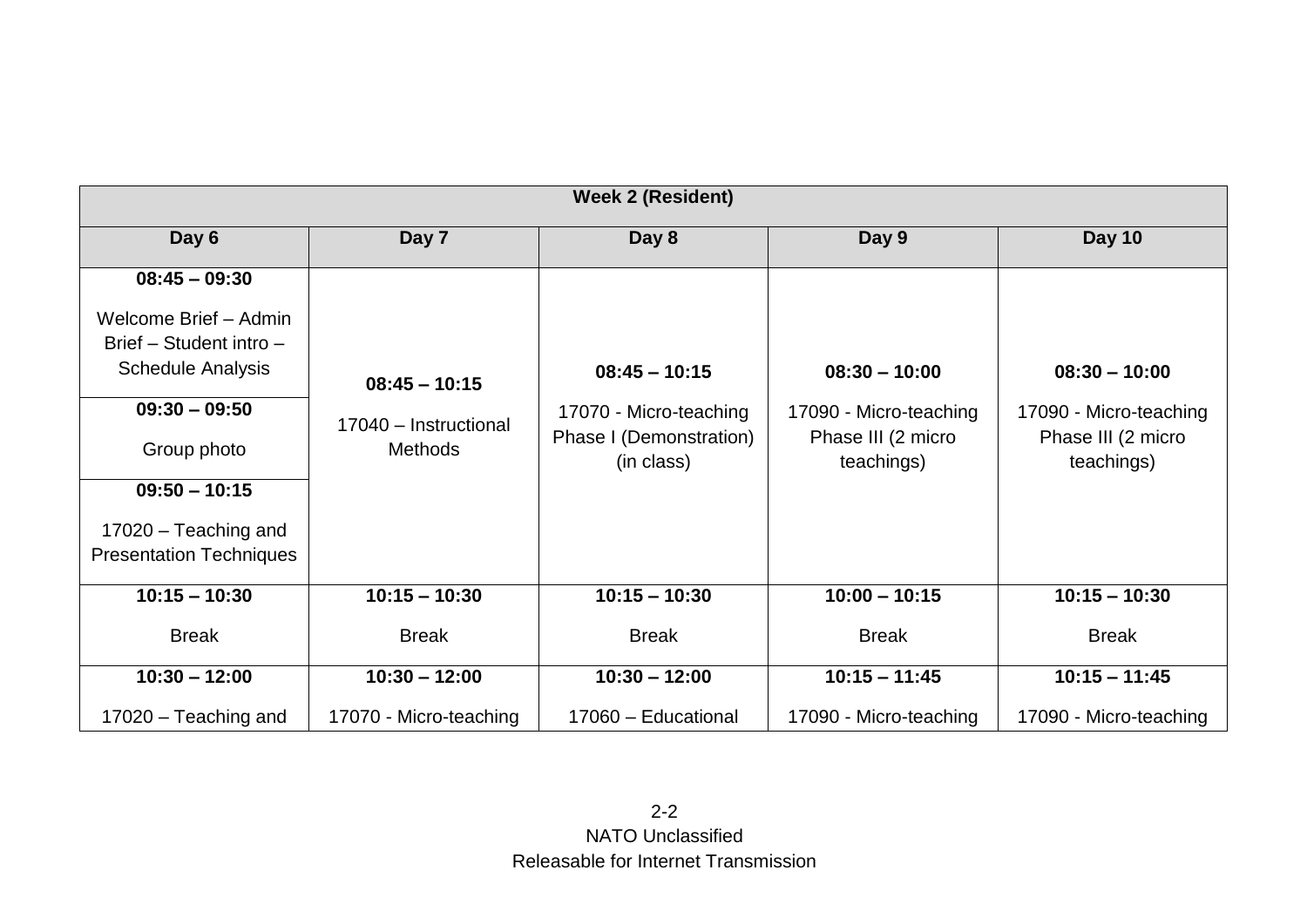| Week 2 (Resident) | | | | |
|---|---|---|---|---|
| **Day 6** | **Day 7** | **Day 8** | **Day 9** | **Day 10** |
| **08:45 – 09:30**<br>Welcome Brief – Admin Brief – Student intro – Schedule Analysis<br>**09:30 – 09:50**<br>Group photo<br>**09:50 – 10:15**<br>17020 – Teaching and Presentation Techniques | **08:45 – 10:15**<br>17040 – Instructional Methods | **08:45 – 10:15**<br>17070 - Micro-teaching Phase I (Demonstration) (in class) | **08:30 – 10:00**<br>17090 - Micro-teaching Phase III (2 micro teachings) | **08:30 – 10:00**<br>17090 - Micro-teaching Phase III (2 micro teachings) |
| **10:15 – 10:30**<br>Break | **10:15 – 10:30**<br>Break | **10:15 – 10:30**<br>Break | **10:00 – 10:15**<br>Break | **10:15 – 10:30**<br>Break |
| **10:30 – 12:00**<br>17020 – Teaching and | **10:30 – 12:00**<br>17070 - Micro-teaching | **10:30 – 12:00**<br>17060 – Educational | **10:15 – 11:45**<br>17090 - Micro-teaching | **10:15 – 11:45**<br>17090 - Micro-teaching |

NATO Unclassified
Releasable for Internet Transmission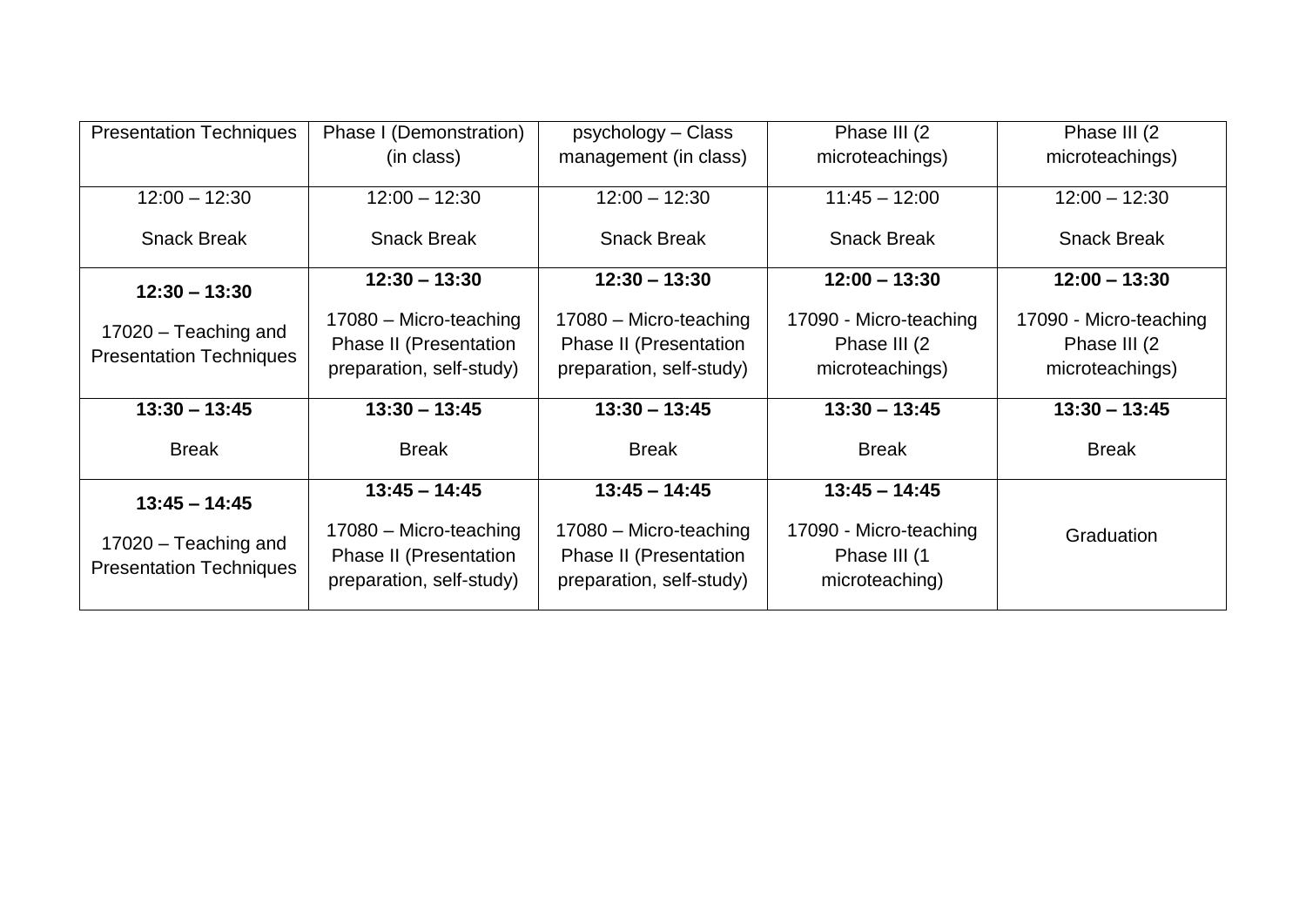| Presentation Techniques | Phase I (Demonstration) (in class) | psychology – Class management (in class) | Phase III (2 microteachings) | Phase III (2 microteachings) |
|---|---|---|---|---|
| 12:00 – 12:30<br><br>Snack Break | 12:00 – 12:30<br><br>Snack Break | 12:00 – 12:30<br><br>Snack Break | 11:45 – 12:00<br><br>Snack Break | 12:00 – 12:30<br><br>Snack Break |
| **12:30 – 13:30**<br><br>17020 – Teaching and Presentation Techniques | **12:30 – 13:30**<br><br>17080 – Micro-teaching Phase II (Presentation preparation, self-study) | **12:30 – 13:30**<br><br>17080 – Micro-teaching Phase II (Presentation preparation, self-study) | **12:00 – 13:30**<br><br>17090 - Micro-teaching Phase III (2 microteachings) | **12:00 – 13:30**<br><br>17090 - Micro-teaching Phase III (2 microteachings) |
| **13:30 – 13:45**<br><br>Break | **13:30 – 13:45**<br><br>Break | **13:30 – 13:45**<br><br>Break | **13:30 – 13:45**<br><br>Break | **13:30 – 13:45**<br><br>Break |
| **13:45 – 14:45**<br><br>17020 – Teaching and Presentation Techniques | **13:45 – 14:45**<br><br>17080 – Micro-teaching Phase II (Presentation preparation, self-study) | **13:45 – 14:45**<br><br>17080 – Micro-teaching Phase II (Presentation preparation, self-study) | **13:45 – 14:45**<br><br>17090 - Micro-teaching Phase III (1 microteaching) | Graduation |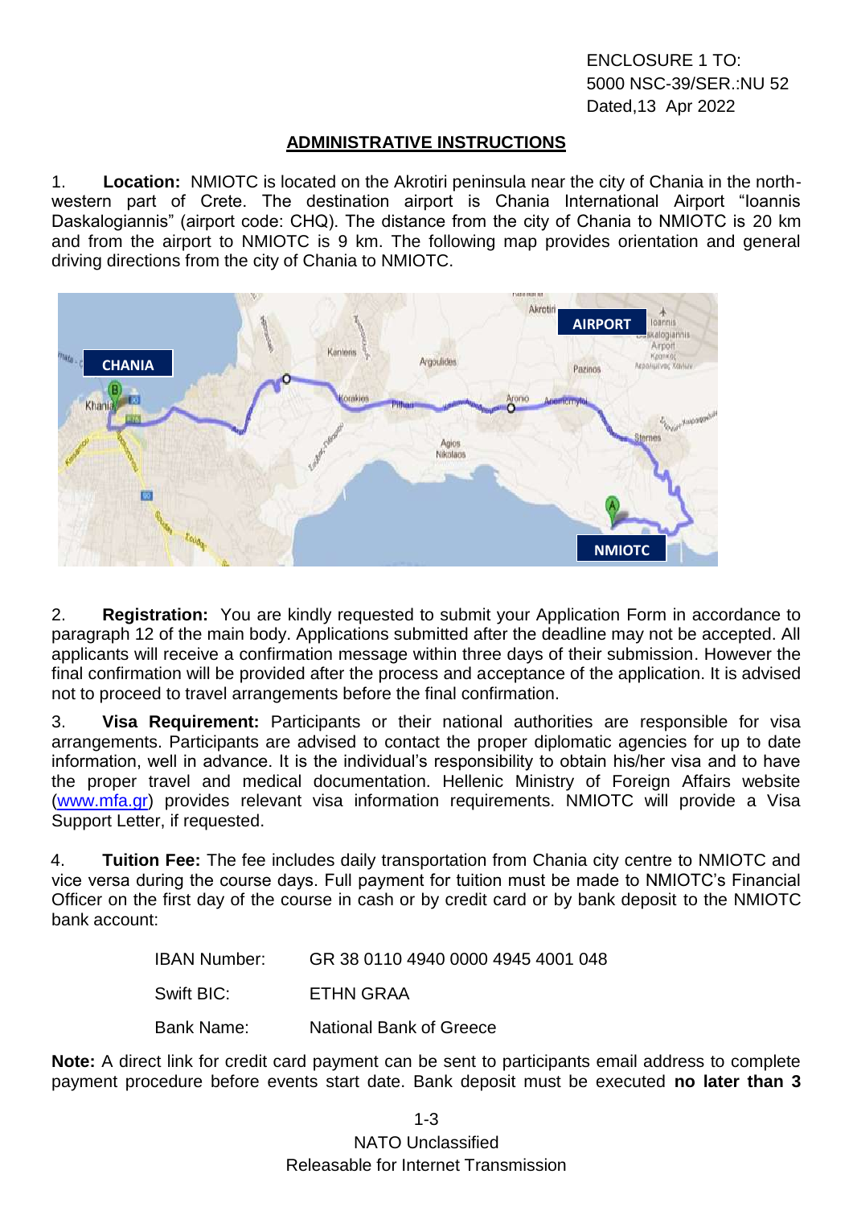ENCLOSURE 1 TO:
5000 NSC-39/SER.:NU 52
Dated,13 Apr 2022

## ADMINISTRATIVE INSTRUCTIONS

1. **Location:** NMIOTC is located on the Akrotiri peninsula near the city of Chania in the north-western part of Crete. The destination airport is Chania International Airport "Ioannis Daskalogiannis" (airport code: CHQ). The distance from the city of Chania to NMIOTC is 20 km and from the airport to NMIOTC is 9 km. The following map provides orientation and general driving directions from the city of Chania to NMIOTC.

2. **Registration:** You are kindly requested to submit your Application Form in accordance to paragraph 12 of the main body. Applications submitted after the deadline may not be accepted. All applicants will receive a confirmation message within three days of their submission. However the final confirmation will be provided after the process and acceptance of the application. It is advised not to proceed to travel arrangements before the final confirmation.

3. **Visa Requirement:** Participants or their national authorities are responsible for visa arrangements. Participants are advised to contact the proper diplomatic agencies for up to date information, well in advance. It is the individual's responsibility to obtain his/her visa and to have the proper travel and medical documentation. Hellenic Ministry of Foreign Affairs website (www.mfa.gr) provides relevant visa information requirements. NMIOTC will provide a Visa Support Letter, if requested.

4. **Tuition Fee:** The fee includes daily transportation from Chania city centre to NMIOTC and vice versa during the course days. Full payment for tuition must be made to NMIOTC's Financial Officer on the first day of the course in cash or by credit card or by bank deposit to the NMIOTC bank account:

| | |
|---|---|
| IBAN Number: | GR 38 0110 4940 0000 4945 4001 048 |
| Swift BIC: | ETHN GRAA |
| Bank Name: | National Bank of Greece |

**Note:** A direct link for credit card payment can be sent to participants email address to complete payment procedure before events start date. Bank deposit must be executed **no later than 3**

NATO Unclassified
Releasable for Internet Transmission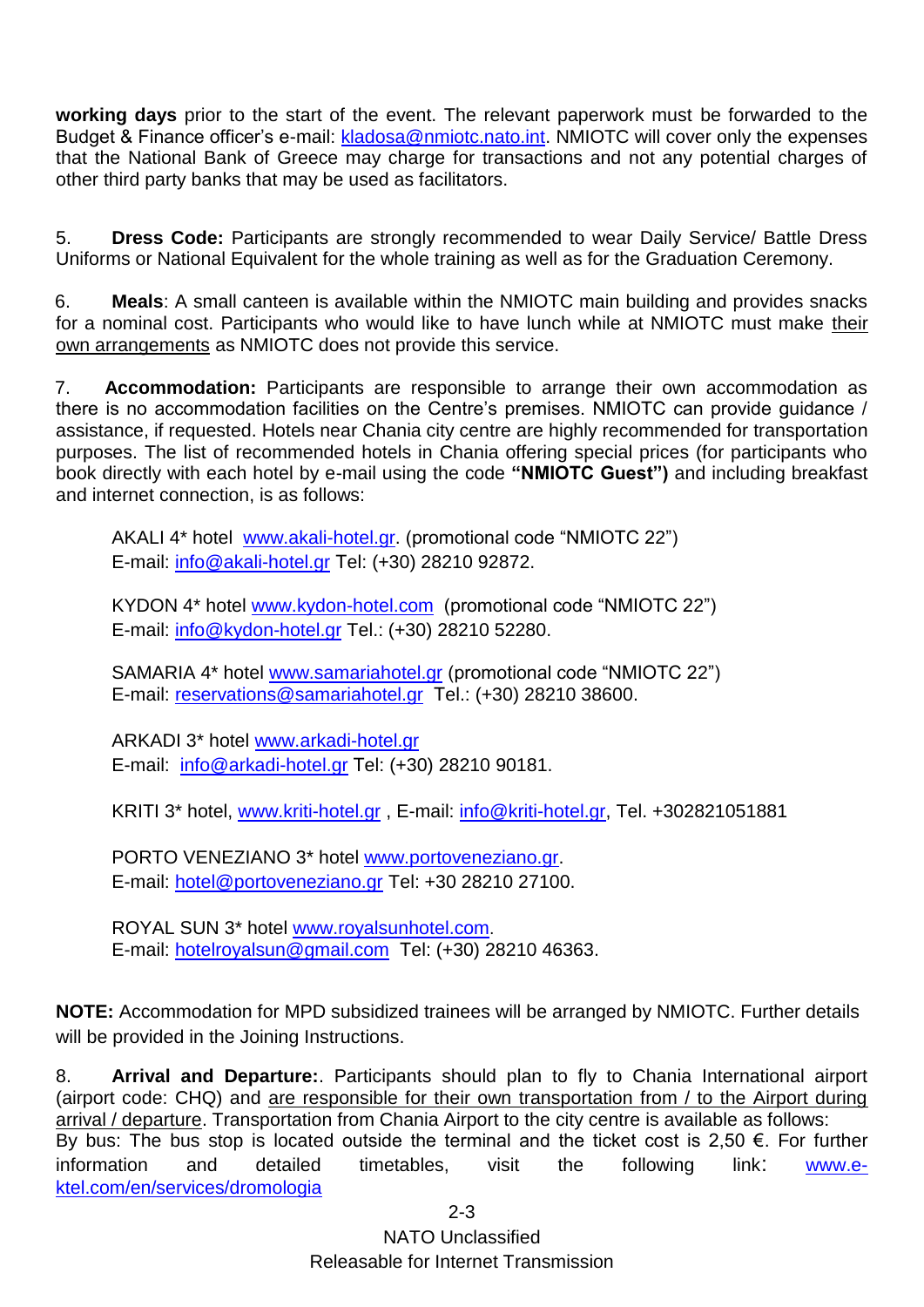**working days** prior to the start of the event. The relevant paperwork must be forwarded to the Budget & Finance officer's e-mail: kladosa@nmiotc.nato.int. NMIOTC will cover only the expenses that the National Bank of Greece may charge for transactions and not any potential charges of other third party banks that may be used as facilitators.

5. **Dress Code:** Participants are strongly recommended to wear Daily Service/ Battle Dress Uniforms or National Equivalent for the whole training as well as for the Graduation Ceremony.

6. **Meals**: A small canteen is available within the NMIOTC main building and provides snacks for a nominal cost. Participants who would like to have lunch while at NMIOTC must make their own arrangements as NMIOTC does not provide this service.

7. **Accommodation:** Participants are responsible to arrange their own accommodation as there is no accommodation facilities on the Centre's premises. NMIOTC can provide guidance / assistance, if requested. Hotels near Chania city centre are highly recommended for transportation purposes. The list of recommended hotels in Chania offering special prices (for participants who book directly with each hotel by e-mail using the code **"NMIOTC Guest")** and including breakfast and internet connection, is as follows:

AKALI 4* hotel www.akali-hotel.gr. (promotional code "NMIOTC 22")
E-mail: info@akali-hotel.gr Tel: (+30) 28210 92872.

KYDON 4* hotel www.kydon-hotel.com (promotional code "NMIOTC 22")
E-mail: info@kydon-hotel.gr Tel.: (+30) 28210 52280.

SAMARIA 4* hotel www.samariahotel.gr (promotional code "NMIOTC 22")
E-mail: reservations@samariahotel.gr Tel.: (+30) 28210 38600.

ARKADI 3* hotel www.arkadi-hotel.gr
E-mail: info@arkadi-hotel.gr Tel: (+30) 28210 90181.

KRITI 3* hotel, www.kriti-hotel.gr , E-mail: info@kriti-hotel.gr, Tel. +302821051881

PORTO VENEZIANO 3* hotel www.portoveneziano.gr.
E-mail: hotel@portoveneziano.gr Tel: +30 28210 27100.

ROYAL SUN 3* hotel www.royalsunhotel.com.
E-mail: hotelroyalsun@gmail.com Tel: (+30) 28210 46363.

**NOTE:** Accommodation for MPD subsidized trainees will be arranged by NMIOTC. Further details will be provided in the Joining Instructions.

8. **Arrival and Departure:**. Participants should plan to fly to Chania International airport (airport code: CHQ) and are responsible for their own transportation from / to the Airport during arrival / departure. Transportation from Chania Airport to the city centre is available as follows:
By bus: The bus stop is located outside the terminal and the ticket cost is 2,50 €. For further information and detailed timetables, visit the following link: www.e-ktel.com/en/services/dromologia

NATO Unclassified
Releasable for Internet Transmission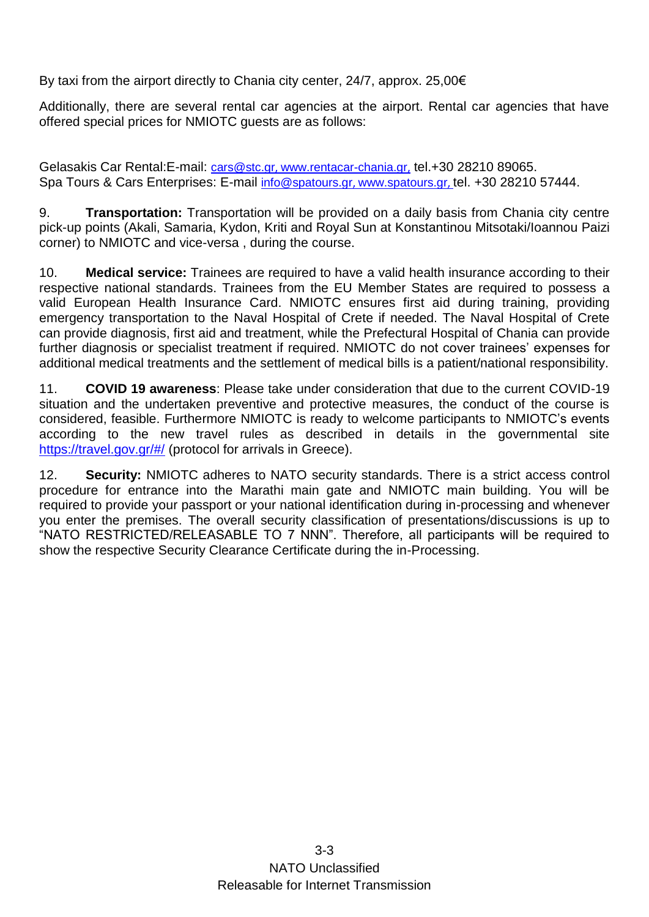By taxi from the airport directly to Chania city center, 24/7, approx. 25,00€

Additionally, there are several rental car agencies at the airport. Rental car agencies that have offered special prices for NMIOTC guests are as follows:

Gelasakis Car Rental:E-mail: cars@stc.gr, www.rentacar-chania.gr, tel.+30 28210 89065.
Spa Tours & Cars Enterprises: E-mail info@spatours.gr, www.spatours.gr, tel. +30 28210 57444.

9. **Transportation:** Transportation will be provided on a daily basis from Chania city centre pick-up points (Akali, Samaria, Kydon, Kriti and Royal Sun at Konstantinou Mitsotaki/Ioannou Paizi corner) to NMIOTC and vice-versa , during the course.

10. **Medical service:** Trainees are required to have a valid health insurance according to their respective national standards. Trainees from the EU Member States are required to possess a valid European Health Insurance Card. NMIOTC ensures first aid during training, providing emergency transportation to the Naval Hospital of Crete if needed. The Naval Hospital of Crete can provide diagnosis, first aid and treatment, while the Prefectural Hospital of Chania can provide further diagnosis or specialist treatment if required. NMIOTC do not cover trainees' expenses for additional medical treatments and the settlement of medical bills is a patient/national responsibility.

11. **COVID 19 awareness**: Please take under consideration that due to the current COVID-19 situation and the undertaken preventive and protective measures, the conduct of the course is considered, feasible. Furthermore NMIOTC is ready to welcome participants to NMIOTC's events according to the new travel rules as described in details in the governmental site https://travel.gov.gr/#/ (protocol for arrivals in Greece).

12. **Security:** NMIOTC adheres to NATO security standards. There is a strict access control procedure for entrance into the Marathi main gate and NMIOTC main building. You will be required to provide your passport or your national identification during in-processing and whenever you enter the premises. The overall security classification of presentations/discussions is up to "NATO RESTRICTED/RELEASABLE TO 7 NNN". Therefore, all participants will be required to show the respective Security Clearance Certificate during the in-Processing.